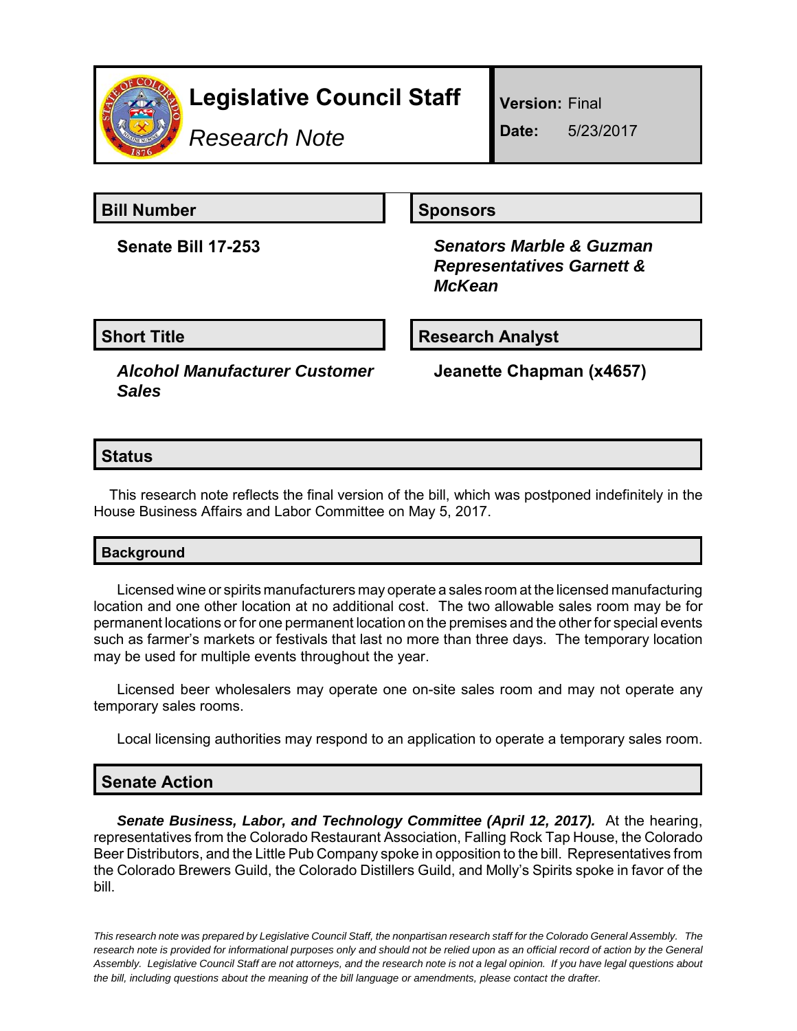# Legislative Council Staff

*Research Note*

**Version:** Final

**Date:** 5/23/2017

| Bill Number | Sponsors |
|---|---|
| **Senate Bill 17-253** | ***Senators Marble & Guzman Representatives Garnett & McKean*** |

| Short Title | Research Analyst |
|---|---|
| ***Alcohol Manufacturer Customer Sales*** | **Jeanette Chapman (x4657)** |

## Status

This research note reflects the final version of the bill, which was postponed indefinitely in the House Business Affairs and Labor Committee on May 5, 2017.

## Background

Licensed wine or spirits manufacturers may operate a sales room at the licensed manufacturing location and one other location at no additional cost. The two allowable sales room may be for permanent locations or for one permanent location on the premises and the other for special events such as farmer's markets or festivals that last no more than three days. The temporary location may be used for multiple events throughout the year.

Licensed beer wholesalers may operate one on-site sales room and may not operate any temporary sales rooms.

Local licensing authorities may respond to an application to operate a temporary sales room.

## Senate Action

***Senate Business, Labor, and Technology Committee (April 12, 2017).*** At the hearing, representatives from the Colorado Restaurant Association, Falling Rock Tap House, the Colorado Beer Distributors, and the Little Pub Company spoke in opposition to the bill. Representatives from the Colorado Brewers Guild, the Colorado Distillers Guild, and Molly's Spirits spoke in favor of the bill.

*This research note was prepared by Legislative Council Staff, the nonpartisan research staff for the Colorado General Assembly. The research note is provided for informational purposes only and should not be relied upon as an official record of action by the General Assembly. Legislative Council Staff are not attorneys, and the research note is not a legal opinion. If you have legal questions about the bill, including questions about the meaning of the bill language or amendments, please contact the drafter.*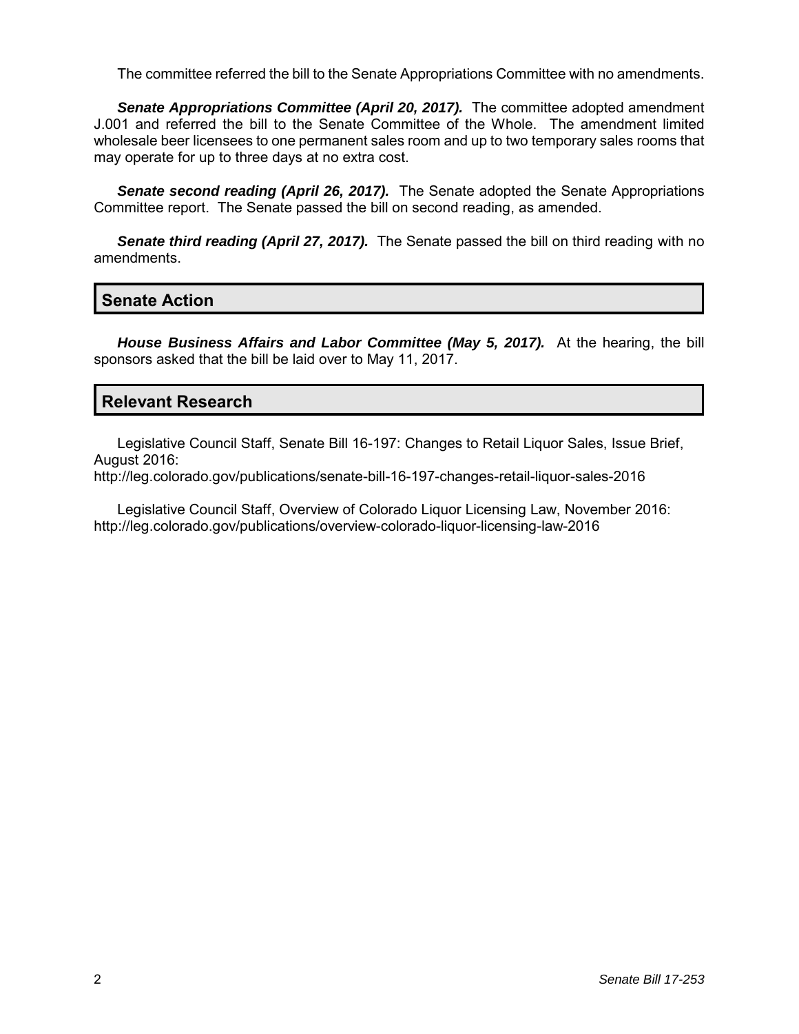The committee referred the bill to the Senate Appropriations Committee with no amendments.

***Senate Appropriations Committee (April 20, 2017).*** The committee adopted amendment J.001 and referred the bill to the Senate Committee of the Whole. The amendment limited wholesale beer licensees to one permanent sales room and up to two temporary sales rooms that may operate for up to three days at no extra cost.

***Senate second reading (April 26, 2017).*** The Senate adopted the Senate Appropriations Committee report. The Senate passed the bill on second reading, as amended.

***Senate third reading (April 27, 2017).*** The Senate passed the bill on third reading with no amendments.

## Senate Action

***House Business Affairs and Labor Committee (May 5, 2017).*** At the hearing, the bill sponsors asked that the bill be laid over to May 11, 2017.

## Relevant Research

Legislative Council Staff, Senate Bill 16-197: Changes to Retail Liquor Sales, Issue Brief, August 2016:
http://leg.colorado.gov/publications/senate-bill-16-197-changes-retail-liquor-sales-2016

Legislative Council Staff, Overview of Colorado Liquor Licensing Law, November 2016:
http://leg.colorado.gov/publications/overview-colorado-liquor-licensing-law-2016